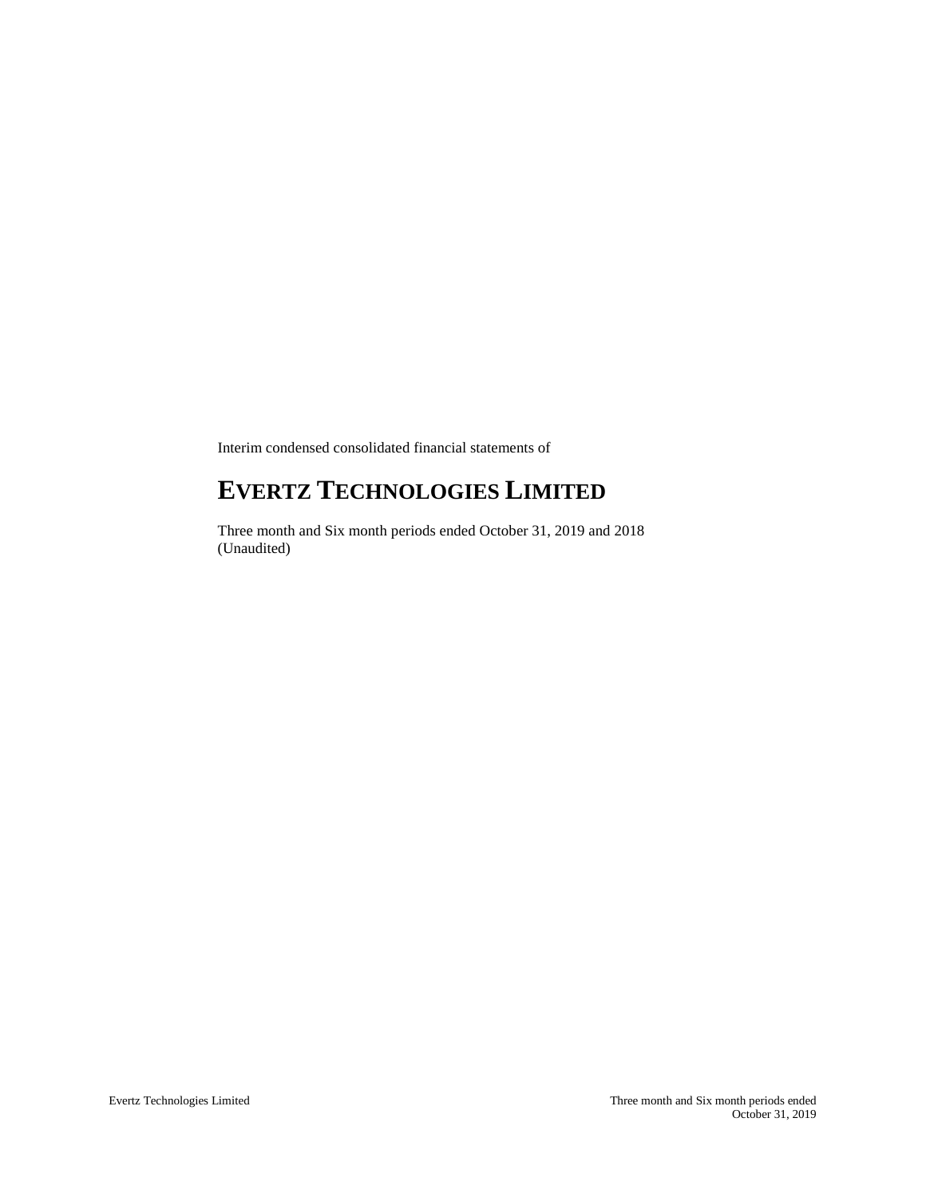Interim condensed consolidated financial statements of

# EVERTZ TECHNOLOGIES LIMITED

Three month and Six month periods ended October 31, 2019 and 2018
(Unaudited)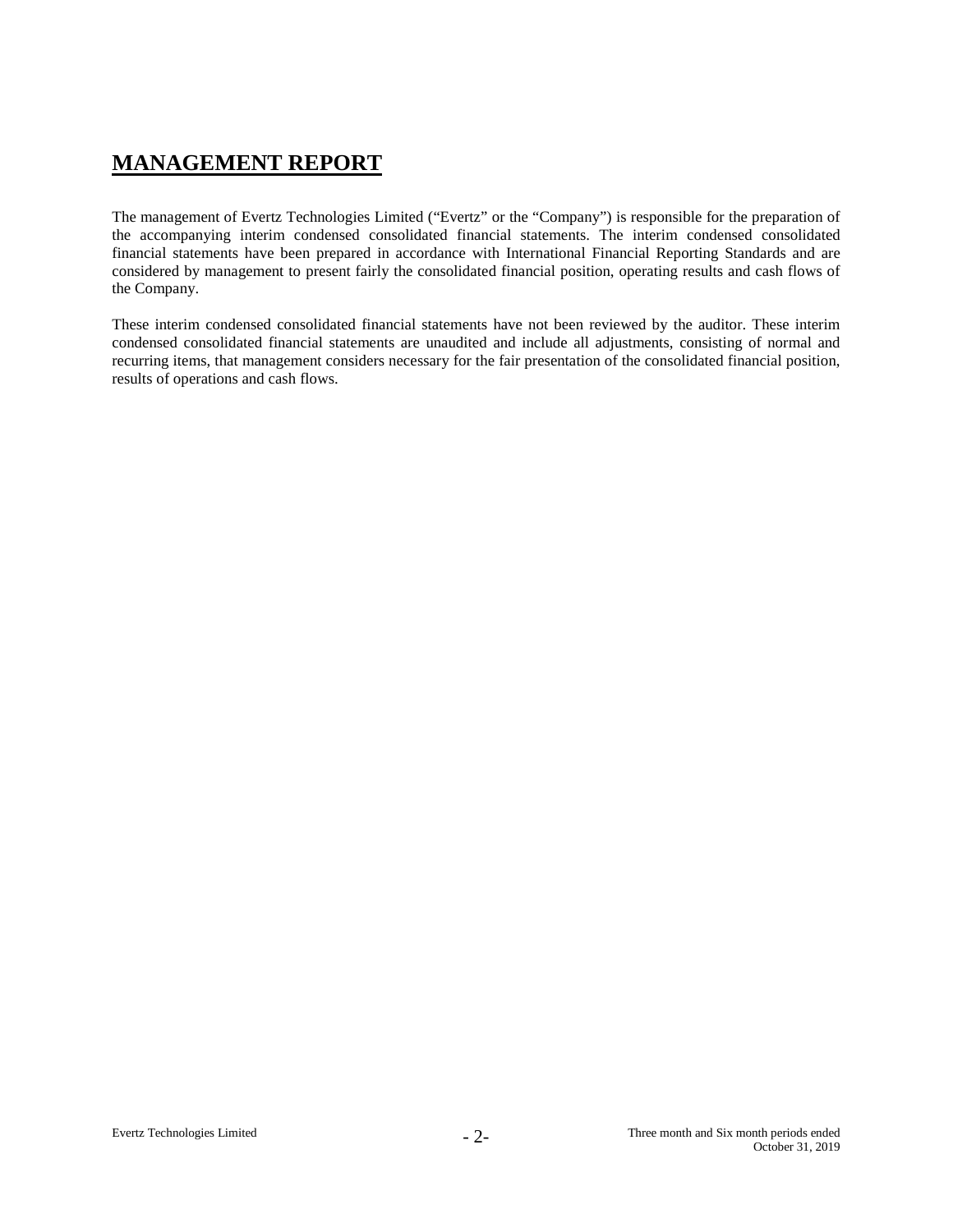# MANAGEMENT REPORT

The management of Evertz Technologies Limited ("Evertz" or the "Company") is responsible for the preparation of the accompanying interim condensed consolidated financial statements. The interim condensed consolidated financial statements have been prepared in accordance with International Financial Reporting Standards and are considered by management to present fairly the consolidated financial position, operating results and cash flows of the Company.

These interim condensed consolidated financial statements have not been reviewed by the auditor. These interim condensed consolidated financial statements are unaudited and include all adjustments, consisting of normal and recurring items, that management considers necessary for the fair presentation of the consolidated financial position, results of operations and cash flows.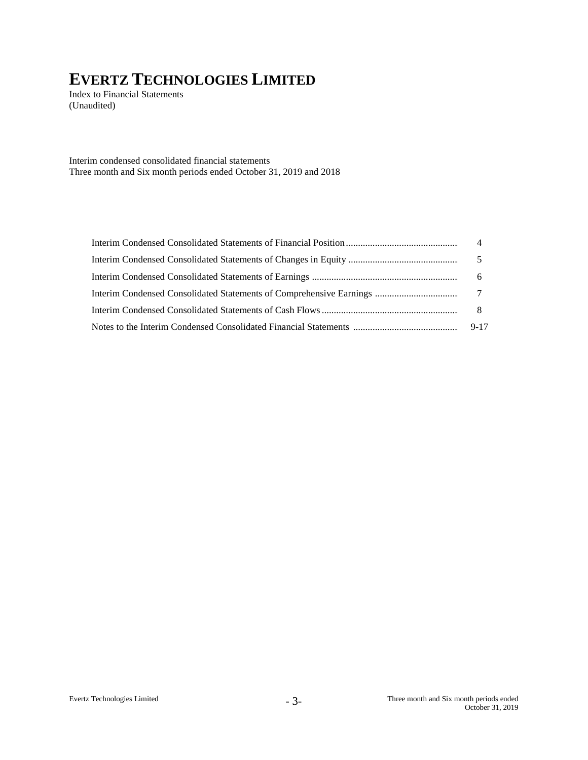# EVERTZ TECHNOLOGIES LIMITED

Index to Financial Statements
(Unaudited)

Interim condensed consolidated financial statements
Three month and Six month periods ended October 31, 2019 and 2018

| | |
|---|---|
| Interim Condensed Consolidated Statements of Financial Position | 4 |
| Interim Condensed Consolidated Statements of Changes in Equity | 5 |
| Interim Condensed Consolidated Statements of Earnings | 6 |
| Interim Condensed Consolidated Statements of Comprehensive Earnings | 7 |
| Interim Condensed Consolidated Statements of Cash Flows | 8 |
| Notes to the Interim Condensed Consolidated Financial Statements | 9-17 |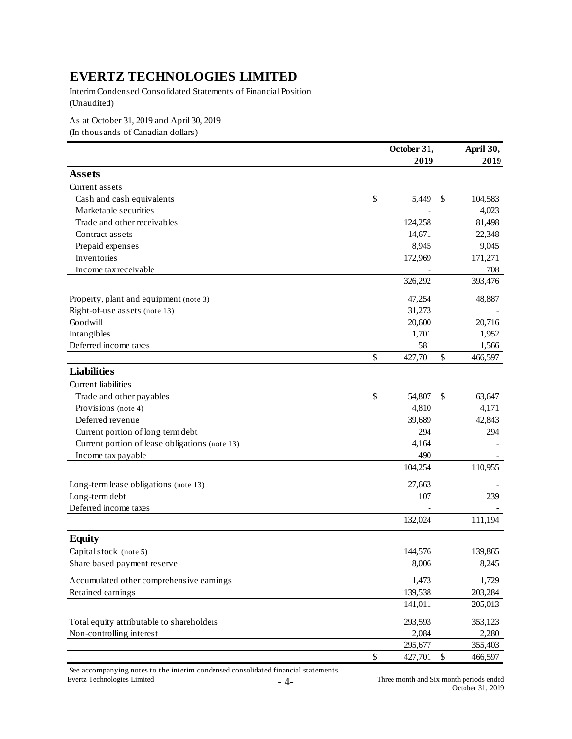# EVERTZ TECHNOLOGIES LIMITED

Interim Condensed Consolidated Statements of Financial Position
(Unaudited)

As at October 31, 2019 and April 30, 2019
(In thousands of Canadian dollars)

| | October 31, 2019 | April 30, 2019 |
|---|---|---|
| **Assets** | | |
| Current assets | | |
| Cash and cash equivalents | $ 5,449 | $ 104,583 |
| Marketable securities | - | 4,023 |
| Trade and other receivables | 124,258 | 81,498 |
| Contract assets | 14,671 | 22,348 |
| Prepaid expenses | 8,945 | 9,045 |
| Inventories | 172,969 | 171,271 |
| Income tax receivable | - | 708 |
| | 326,292 | 393,476 |
| Property, plant and equipment (note 3) | 47,254 | 48,887 |
| Right-of-use assets (note 13) | 31,273 | - |
| Goodwill | 20,600 | 20,716 |
| Intangibles | 1,701 | 1,952 |
| Deferred income taxes | 581 | 1,566 |
| | $ 427,701 | $ 466,597 |
| **Liabilities** | | |
| Current liabilities | | |
| Trade and other payables | $ 54,807 | $ 63,647 |
| Provisions (note 4) | 4,810 | 4,171 |
| Deferred revenue | 39,689 | 42,843 |
| Current portion of long term debt | 294 | 294 |
| Current portion of lease obligations (note 13) | 4,164 | - |
| Income tax payable | 490 | - |
| | 104,254 | 110,955 |
| Long-term lease obligations (note 13) | 27,663 | - |
| Long-term debt | 107 | 239 |
| Deferred income taxes | - | - |
| | 132,024 | 111,194 |
| **Equity** | | |
| Capital stock (note 5) | 144,576 | 139,865 |
| Share based payment reserve | 8,006 | 8,245 |
| Accumulated other comprehensive earnings | 1,473 | 1,729 |
| Retained earnings | 139,538 | 203,284 |
| | 141,011 | 205,013 |
| Total equity attributable to shareholders | 293,593 | 353,123 |
| Non-controlling interest | 2,084 | 2,280 |
| | 295,677 | 355,403 |
| | $ 427,701 | $ 466,597 |

See accompanying notes to the interim condensed consolidated financial statements.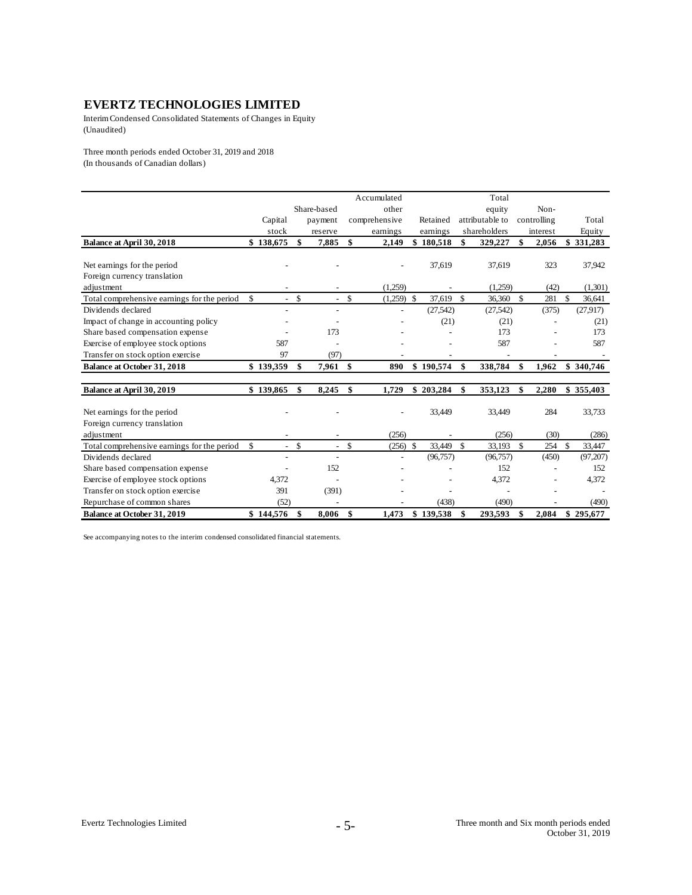# EVERTZ TECHNOLOGIES LIMITED

Interim Condensed Consolidated Statements of Changes in Equity
(Unaudited)

Three month periods ended October 31, 2019 and 2018
(In thousands of Canadian dollars)

| | Capital stock | Share-based payment reserve | Accumulated other comprehensive earnings | Retained earnings | Total equity attributable to shareholders | Non-controlling interest | Total Equity |
|---|---|---|---|---|---|---|---|
| **Balance at April 30, 2018** | **$ 138,675** | **$ 7,885** | **$ 2,149** | **$ 180,518** | **$ 329,227** | **$ 2,056** | **$ 331,283** |
| Net earnings for the period | - | - | - | 37,619 | 37,619 | 323 | 37,942 |
| Foreign currency translation adjustment | - | - | (1,259) | - | (1,259) | (42) | (1,301) |
| Total comprehensive earnings for the period | $ - | $ - | $ (1,259) | $ 37,619 | $ 36,360 | $ 281 | $ 36,641 |
| Dividends declared | - | - | - | (27,542) | (27,542) | (375) | (27,917) |
| Impact of change in accounting policy | - | - | - | (21) | (21) | - | (21) |
| Share based compensation expense | - | 173 | - | - | 173 | - | 173 |
| Exercise of employee stock options | 587 | - | - | - | 587 | - | 587 |
| Transfer on stock option exercise | 97 | (97) | - | - | - | - | - |
| **Balance at October 31, 2018** | **$ 139,359** | **$ 7,961** | **$ 890** | **$ 190,574** | **$ 338,784** | **$ 1,962** | **$ 340,746** |
| **Balance at April 30, 2019** | **$ 139,865** | **$ 8,245** | **$ 1,729** | **$ 203,284** | **$ 353,123** | **$ 2,280** | **$ 355,403** |
| Net earnings for the period | - | - | - | 33,449 | 33,449 | 284 | 33,733 |
| Foreign currency translation adjustment | - | - | (256) | - | (256) | (30) | (286) |
| Total comprehensive earnings for the period | $ - | $ - | $ (256) | $ 33,449 | $ 33,193 | $ 254 | $ 33,447 |
| Dividends declared | - | - | - | (96,757) | (96,757) | (450) | (97,207) |
| Share based compensation expense | - | 152 | - | - | 152 | - | 152 |
| Exercise of employee stock options | 4,372 | - | - | - | 4,372 | - | 4,372 |
| Transfer on stock option exercise | 391 | (391) | - | - | - | - | - |
| Repurchase of common shares | (52) | - | - | (438) | (490) | - | (490) |
| **Balance at October 31, 2019** | **$ 144,576** | **$ 8,006** | **$ 1,473** | **$ 139,538** | **$ 293,593** | **$ 2,084** | **$ 295,677** |

See accompanying notes to the interim condensed consolidated financial statements.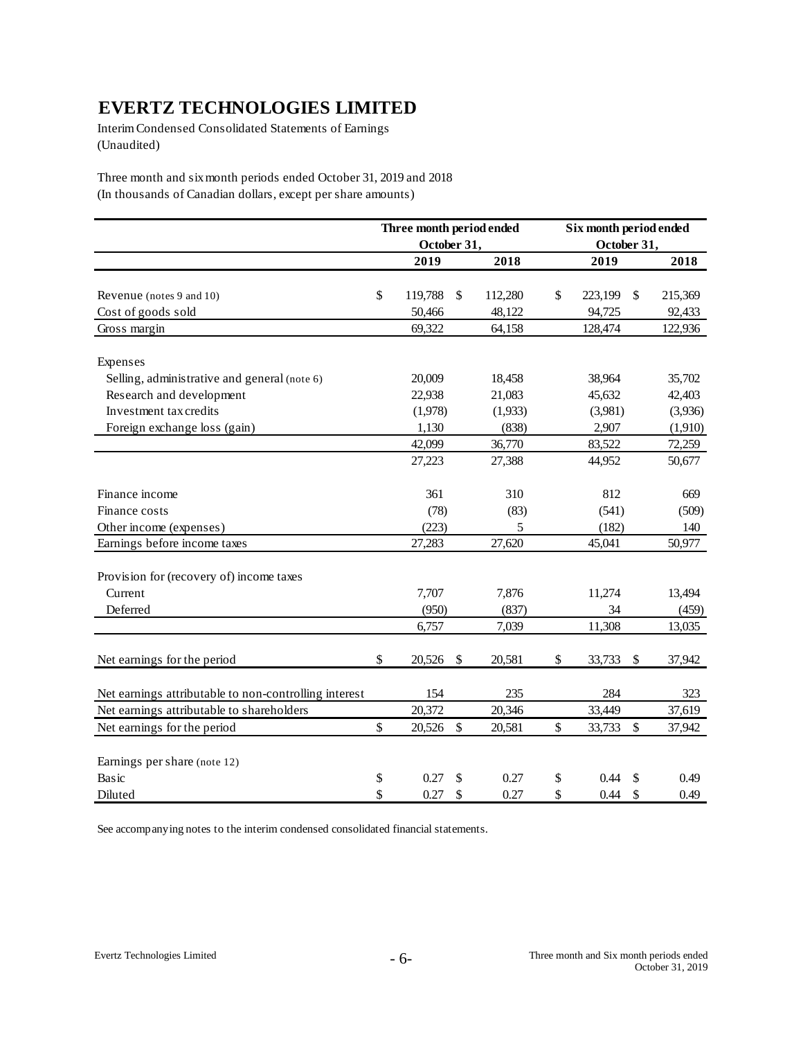# EVERTZ TECHNOLOGIES LIMITED

Interim Condensed Consolidated Statements of Earnings
(Unaudited)

Three month and six month periods ended October 31, 2019 and 2018
(In thousands of Canadian dollars, except per share amounts)

| | Three month period ended October 31, | | Six month period ended October 31, | |
|---|---|---|---|---|
| | 2019 | 2018 | 2019 | 2018 |
| Revenue (notes 9 and 10) | $ 119,788 | $ 112,280 | $ 223,199 | $ 215,369 |
| Cost of goods sold | 50,466 | 48,122 | 94,725 | 92,433 |
| Gross margin | 69,322 | 64,158 | 128,474 | 122,936 |
| Expenses | | | | |
| Selling, administrative and general (note 6) | 20,009 | 18,458 | 38,964 | 35,702 |
| Research and development | 22,938 | 21,083 | 45,632 | 42,403 |
| Investment tax credits | (1,978) | (1,933) | (3,981) | (3,936) |
| Foreign exchange loss (gain) | 1,130 | (838) | 2,907 | (1,910) |
| | 42,099 | 36,770 | 83,522 | 72,259 |
| | 27,223 | 27,388 | 44,952 | 50,677 |
| Finance income | 361 | 310 | 812 | 669 |
| Finance costs | (78) | (83) | (541) | (509) |
| Other income (expenses) | (223) | 5 | (182) | 140 |
| Earnings before income taxes | 27,283 | 27,620 | 45,041 | 50,977 |
| Provision for (recovery of) income taxes | | | | |
| Current | 7,707 | 7,876 | 11,274 | 13,494 |
| Deferred | (950) | (837) | 34 | (459) |
| | 6,757 | 7,039 | 11,308 | 13,035 |
| Net earnings for the period | $ 20,526 | $ 20,581 | $ 33,733 | $ 37,942 |
| Net earnings attributable to non-controlling interest | 154 | 235 | 284 | 323 |
| Net earnings attributable to shareholders | 20,372 | 20,346 | 33,449 | 37,619 |
| Net earnings for the period | $ 20,526 | $ 20,581 | $ 33,733 | $ 37,942 |
| Earnings per share (note 12) | | | | |
| Basic | $ 0.27 | $ 0.27 | $ 0.44 | $ 0.49 |
| Diluted | $ 0.27 | $ 0.27 | $ 0.44 | $ 0.49 |

See accompanying notes to the interim condensed consolidated financial statements.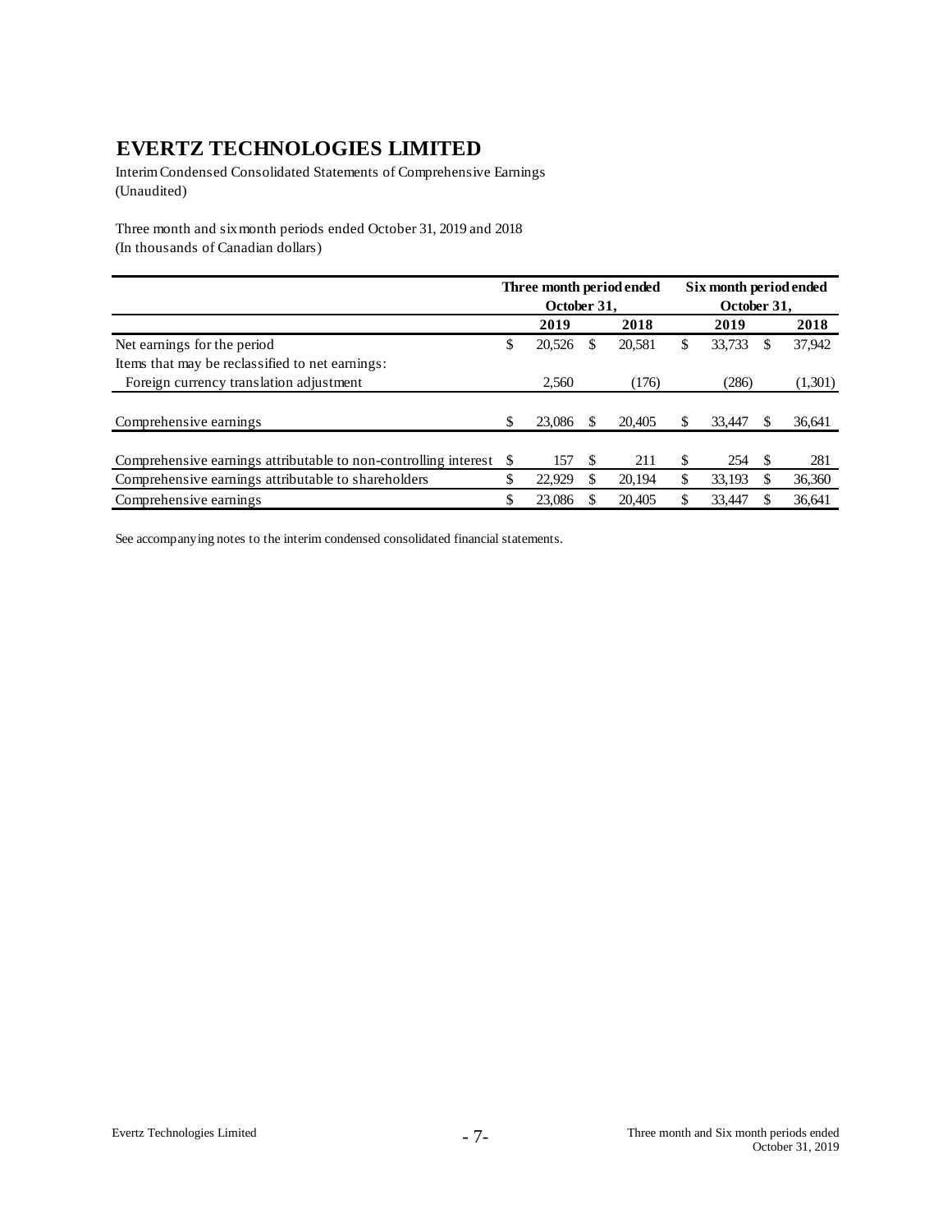# EVERTZ TECHNOLOGIES LIMITED

Interim Condensed Consolidated Statements of Comprehensive Earnings
(Unaudited)

Three month and six month periods ended October 31, 2019 and 2018
(In thousands of Canadian dollars)

| | Three month period ended October 31, | | Six month period ended October 31, | |
|---|---|---|---|---|
| | 2019 | 2018 | 2019 | 2018 |
| Net earnings for the period | $ 20,526 | $ 20,581 | $ 33,733 | $ 37,942 |
| Items that may be reclassified to net earnings: | | | | |
| Foreign currency translation adjustment | 2,560 | (176) | (286) | (1,301) |
| Comprehensive earnings | $ 23,086 | $ 20,405 | $ 33,447 | $ 36,641 |
| Comprehensive earnings attributable to non-controlling interest | $ 157 | $ 211 | $ 254 | $ 281 |
| Comprehensive earnings attributable to shareholders | $ 22,929 | $ 20,194 | $ 33,193 | $ 36,360 |
| Comprehensive earnings | $ 23,086 | $ 20,405 | $ 33,447 | $ 36,641 |

See accompanying notes to the interim condensed consolidated financial statements.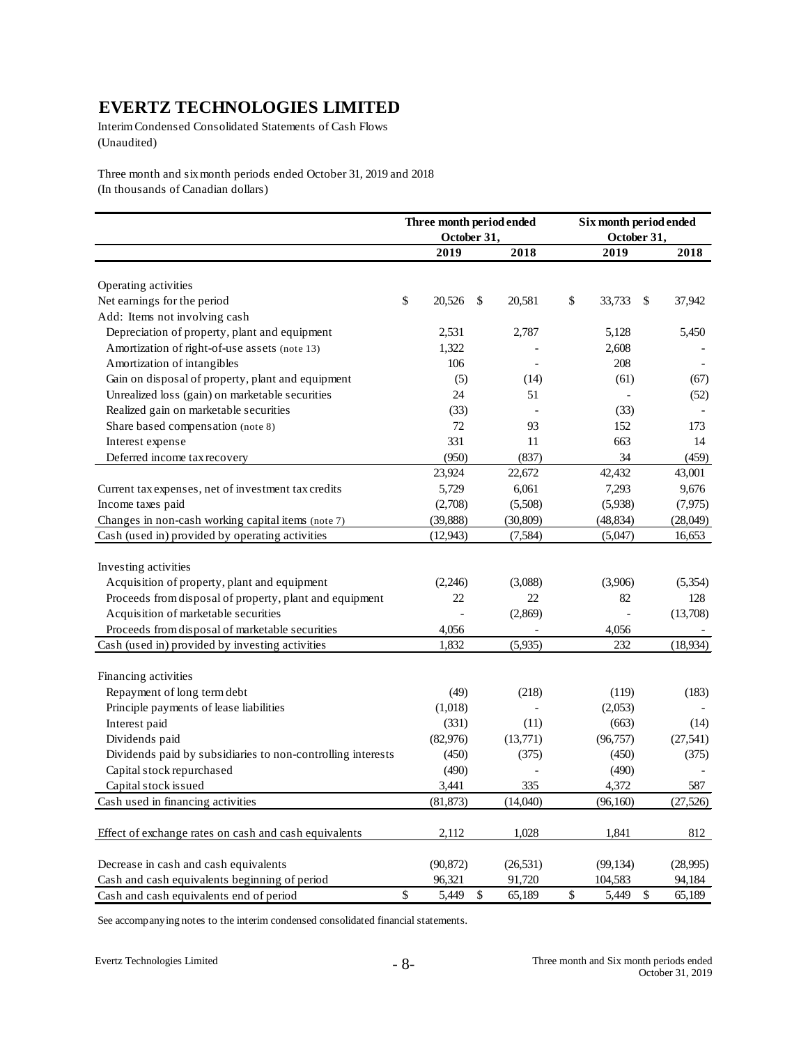# EVERTZ TECHNOLOGIES LIMITED

Interim Condensed Consolidated Statements of Cash Flows
(Unaudited)

Three month and six month periods ended October 31, 2019 and 2018
(In thousands of Canadian dollars)

| | Three month period ended October 31, | | Six month period ended October 31, | |
|---|---|---|---|---|
| | 2019 | 2018 | 2019 | 2018 |
| Operating activities | | | | |
| Net earnings for the period | $ 20,526 | $ 20,581 | $ 33,733 | $ 37,942 |
| Add: Items not involving cash | | | | |
| Depreciation of property, plant and equipment | 2,531 | 2,787 | 5,128 | 5,450 |
| Amortization of right-of-use assets (note 13) | 1,322 | - | 2,608 | - |
| Amortization of intangibles | 106 | - | 208 | - |
| Gain on disposal of property, plant and equipment | (5) | (14) | (61) | (67) |
| Unrealized loss (gain) on marketable securities | 24 | 51 | - | (52) |
| Realized gain on marketable securities | (33) | - | (33) | - |
| Share based compensation (note 8) | 72 | 93 | 152 | 173 |
| Interest expense | 331 | 11 | 663 | 14 |
| Deferred income tax recovery | (950) | (837) | 34 | (459) |
| | 23,924 | 22,672 | 42,432 | 43,001 |
| Current tax expenses, net of investment tax credits | 5,729 | 6,061 | 7,293 | 9,676 |
| Income taxes paid | (2,708) | (5,508) | (5,938) | (7,975) |
| Changes in non-cash working capital items (note 7) | (39,888) | (30,809) | (48,834) | (28,049) |
| Cash (used in) provided by operating activities | (12,943) | (7,584) | (5,047) | 16,653 |
| Investing activities | | | | |
| Acquisition of property, plant and equipment | (2,246) | (3,088) | (3,906) | (5,354) |
| Proceeds from disposal of property, plant and equipment | 22 | 22 | 82 | 128 |
| Acquisition of marketable securities | - | (2,869) | - | (13,708) |
| Proceeds from disposal of marketable securities | 4,056 | - | 4,056 | - |
| Cash (used in) provided by investing activities | 1,832 | (5,935) | 232 | (18,934) |
| Financing activities | | | | |
| Repayment of long term debt | (49) | (218) | (119) | (183) |
| Principle payments of lease liabilities | (1,018) | - | (2,053) | - |
| Interest paid | (331) | (11) | (663) | (14) |
| Dividends paid | (82,976) | (13,771) | (96,757) | (27,541) |
| Dividends paid by subsidiaries to non-controlling interests | (450) | (375) | (450) | (375) |
| Capital stock repurchased | (490) | - | (490) | - |
| Capital stock issued | 3,441 | 335 | 4,372 | 587 |
| Cash used in financing activities | (81,873) | (14,040) | (96,160) | (27,526) |
| Effect of exchange rates on cash and cash equivalents | 2,112 | 1,028 | 1,841 | 812 |
| Decrease in cash and cash equivalents | (90,872) | (26,531) | (99,134) | (28,995) |
| Cash and cash equivalents beginning of period | 96,321 | 91,720 | 104,583 | 94,184 |
| Cash and cash equivalents end of period | $ 5,449 | $ 65,189 | $ 5,449 | $ 65,189 |

See accompanying notes to the interim condensed consolidated financial statements.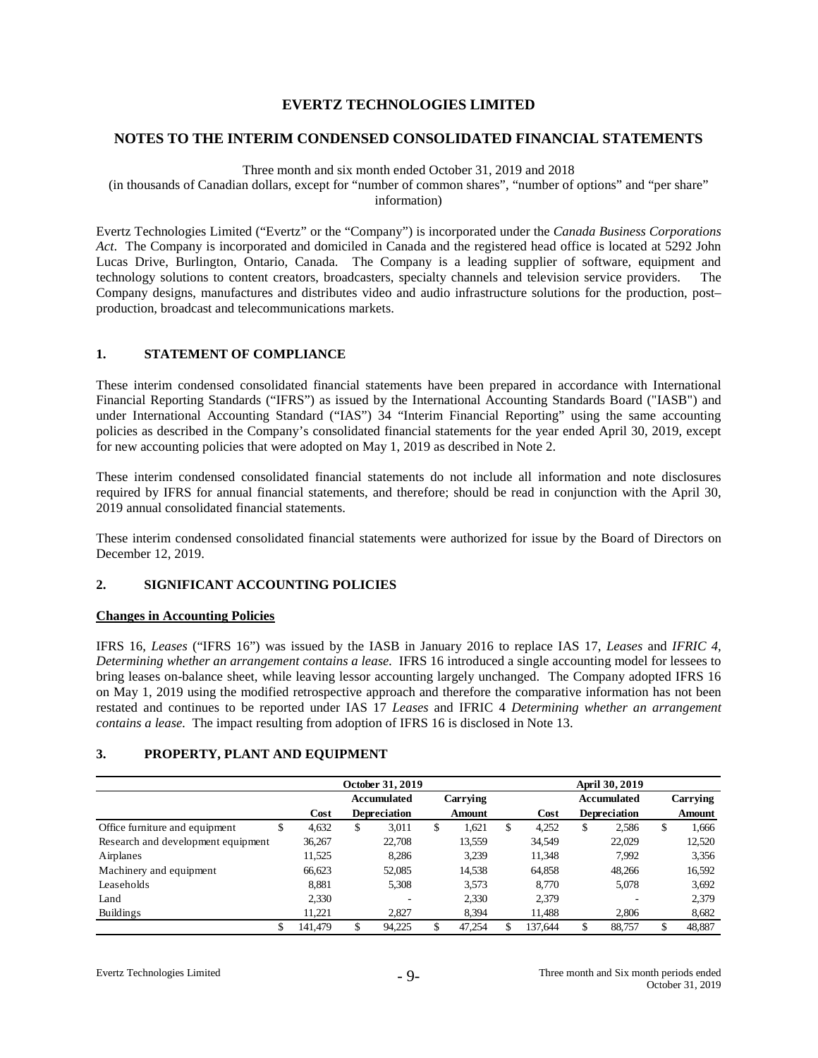# EVERTZ TECHNOLOGIES LIMITED

## NOTES TO THE INTERIM CONDENSED CONSOLIDATED FINANCIAL STATEMENTS

Three month and six month ended October 31, 2019 and 2018
(in thousands of Canadian dollars, except for "number of common shares", "number of options" and "per share" information)

Evertz Technologies Limited ("Evertz" or the "Company") is incorporated under the *Canada Business Corporations Act*. The Company is incorporated and domiciled in Canada and the registered head office is located at 5292 John Lucas Drive, Burlington, Ontario, Canada. The Company is a leading supplier of software, equipment and technology solutions to content creators, broadcasters, specialty channels and television service providers. The Company designs, manufactures and distributes video and audio infrastructure solutions for the production, post–production, broadcast and telecommunications markets.

### 1. STATEMENT OF COMPLIANCE

These interim condensed consolidated financial statements have been prepared in accordance with International Financial Reporting Standards ("IFRS") as issued by the International Accounting Standards Board ("IASB") and under International Accounting Standard ("IAS") 34 "Interim Financial Reporting" using the same accounting policies as described in the Company's consolidated financial statements for the year ended April 30, 2019, except for new accounting policies that were adopted on May 1, 2019 as described in Note 2.

These interim condensed consolidated financial statements do not include all information and note disclosures required by IFRS for annual financial statements, and therefore; should be read in conjunction with the April 30, 2019 annual consolidated financial statements.

These interim condensed consolidated financial statements were authorized for issue by the Board of Directors on December 12, 2019.

### 2. SIGNIFICANT ACCOUNTING POLICIES

**Changes in Accounting Policies**

IFRS 16, *Leases* ("IFRS 16") was issued by the IASB in January 2016 to replace IAS 17, *Leases* and *IFRIC 4, Determining whether an arrangement contains a lease.* IFRS 16 introduced a single accounting model for lessees to bring leases on-balance sheet, while leaving lessor accounting largely unchanged. The Company adopted IFRS 16 on May 1, 2019 using the modified retrospective approach and therefore the comparative information has not been restated and continues to be reported under IAS 17 *Leases* and IFRIC 4 *Determining whether an arrangement contains a lease.* The impact resulting from adoption of IFRS 16 is disclosed in Note 13.

### 3. PROPERTY, PLANT AND EQUIPMENT

| | October 31, 2019 | | | April 30, 2019 | | |
|---|---|---|---|---|---|---|
| | Cost | Accumulated Depreciation | Carrying Amount | Cost | Accumulated Depreciation | Carrying Amount |
| Office furniture and equipment | $ 4,632 | $ 3,011 | $ 1,621 | $ 4,252 | $ 2,586 | $ 1,666 |
| Research and development equipment | 36,267 | 22,708 | 13,559 | 34,549 | 22,029 | 12,520 |
| Airplanes | 11,525 | 8,286 | 3,239 | 11,348 | 7,992 | 3,356 |
| Machinery and equipment | 66,623 | 52,085 | 14,538 | 64,858 | 48,266 | 16,592 |
| Leaseholds | 8,881 | 5,308 | 3,573 | 8,770 | 5,078 | 3,692 |
| Land | 2,330 | - | 2,330 | 2,379 | - | 2,379 |
| Buildings | 11,221 | 2,827 | 8,394 | 11,488 | 2,806 | 8,682 |
| | $ 141,479 | $ 94,225 | $ 47,254 | $ 137,644 | $ 88,757 | $ 48,887 |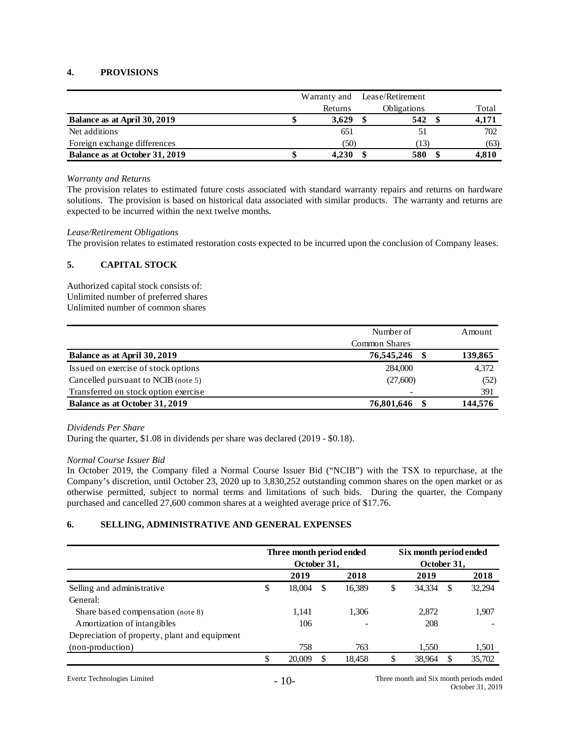## 4. PROVISIONS

| | Warranty and Returns | Lease/Retirement Obligations | Total |
|---|---|---|---|
| **Balance as at April 30, 2019** | **$ 3,629** | **$ 542** | **$ 4,171** |
| Net additions | 651 | 51 | 702 |
| Foreign exchange differences | (50) | (13) | (63) |
| **Balance as at October 31, 2019** | **$ 4,230** | **$ 580** | **$ 4,810** |

*Warranty and Returns*

The provision relates to estimated future costs associated with standard warranty repairs and returns on hardware solutions. The provision is based on historical data associated with similar products. The warranty and returns are expected to be incurred within the next twelve months.

*Lease/Retirement Obligations*

The provision relates to estimated restoration costs expected to be incurred upon the conclusion of Company leases.

## 5. CAPITAL STOCK

Authorized capital stock consists of:
Unlimited number of preferred shares
Unlimited number of common shares

| | Number of Common Shares | Amount |
|---|---|---|
| **Balance as at April 30, 2019** | **76,545,246** | **$ 139,865** |
| Issued on exercise of stock options | 284,000 | 4,372 |
| Cancelled pursuant to NCIB (note 5) | (27,600) | (52) |
| Transferred on stock option exercise | - | 391 |
| **Balance as at October 31, 2019** | **76,801,646** | **$ 144,576** |

*Dividends Per Share*

During the quarter, $1.08 in dividends per share was declared (2019 - $0.18).

*Normal Course Issuer Bid*

In October 2019, the Company filed a Normal Course Issuer Bid ("NCIB") with the TSX to repurchase, at the Company's discretion, until October 23, 2020 up to 3,830,252 outstanding common shares on the open market or as otherwise permitted, subject to normal terms and limitations of such bids. During the quarter, the Company purchased and cancelled 27,600 common shares at a weighted average price of $17.76.

## 6. SELLING, ADMINISTRATIVE AND GENERAL EXPENSES

| | Three month period ended October 31, | | Six month period ended October 31, | |
|---|---|---|---|---|
| | **2019** | **2018** | **2019** | **2018** |
| Selling and administrative | $ 18,004 | $ 16,389 | $ 34,334 | $ 32,294 |
| General: | | | | |
| Share based compensation (note 8) | 1,141 | 1,306 | 2,872 | 1,907 |
| Amortization of intangibles | 106 | - | 208 | - |
| Depreciation of property, plant and equipment (non-production) | 758 | 763 | 1,550 | 1,501 |
| | $ 20,009 | $ 18,458 | $ 38,964 | $ 35,702 |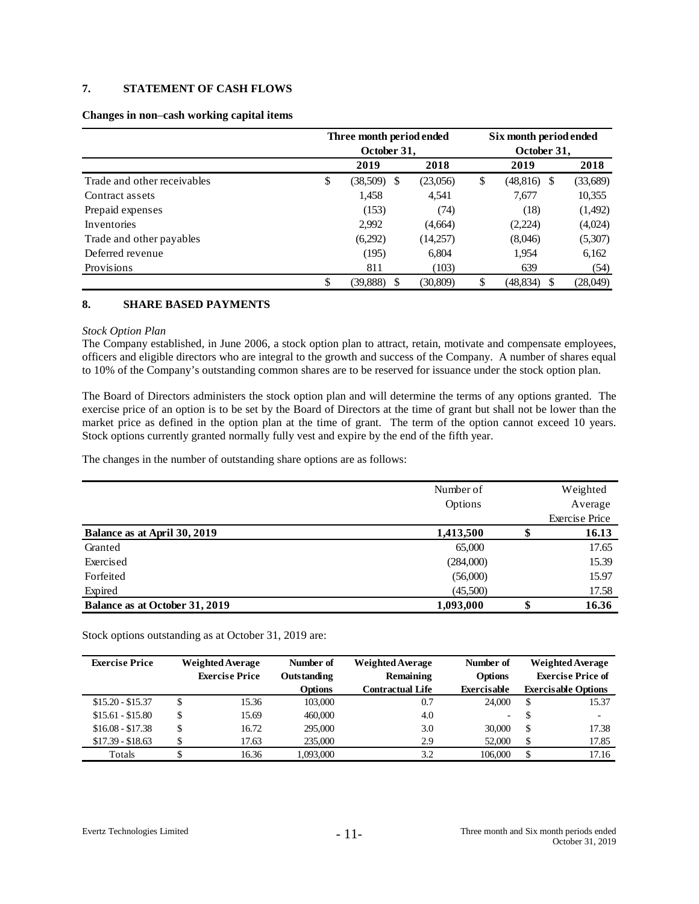## 7. STATEMENT OF CASH FLOWS

**Changes in non–cash working capital items**

| | Three month period ended October 31, | | Six month period ended October 31, | |
|---|---|---|---|---|
| | **2019** | **2018** | **2019** | **2018** |
| Trade and other receivables | $ (38,509) | $ (23,056) | $ (48,816) | $ (33,689) |
| Contract assets | 1,458 | 4,541 | 7,677 | 10,355 |
| Prepaid expenses | (153) | (74) | (18) | (1,492) |
| Inventories | 2,992 | (4,664) | (2,224) | (4,024) |
| Trade and other payables | (6,292) | (14,257) | (8,046) | (5,307) |
| Deferred revenue | (195) | 6,804 | 1,954 | 6,162 |
| Provisions | 811 | (103) | 639 | (54) |
| | $ (39,888) | $ (30,809) | $ (48,834) | $ (28,049) |

## 8. SHARE BASED PAYMENTS

*Stock Option Plan*

The Company established, in June 2006, a stock option plan to attract, retain, motivate and compensate employees, officers and eligible directors who are integral to the growth and success of the Company. A number of shares equal to 10% of the Company's outstanding common shares are to be reserved for issuance under the stock option plan.

The Board of Directors administers the stock option plan and will determine the terms of any options granted. The exercise price of an option is to be set by the Board of Directors at the time of grant but shall not be lower than the market price as defined in the option plan at the time of grant. The term of the option cannot exceed 10 years. Stock options currently granted normally fully vest and expire by the end of the fifth year.

The changes in the number of outstanding share options are as follows:

| | Number of Options | Weighted Average Exercise Price |
|---|---|---|
| **Balance as at April 30, 2019** | **1,413,500** | **$ 16.13** |
| Granted | 65,000 | 17.65 |
| Exercised | (284,000) | 15.39 |
| Forfeited | (56,000) | 15.97 |
| Expired | (45,500) | 17.58 |
| **Balance as at October 31, 2019** | **1,093,000** | **$ 16.36** |

Stock options outstanding as at October 31, 2019 are:

| Exercise Price | Weighted Average Exercise Price | Number of Outstanding Options | Weighted Average Remaining Contractual Life | Number of Options Exercisable | Weighted Average Exercise Price of Exercisable Options |
|---|---|---|---|---|---|
| $15.20 - $15.37 | $ 15.36 | 103,000 | 0.7 | 24,000 | $ 15.37 |
| $15.61 - $15.80 | $ 15.69 | 460,000 | 4.0 | - | $ - |
| $16.08 - $17.38 | $ 16.72 | 295,000 | 3.0 | 30,000 | $ 17.38 |
| $17.39 - $18.63 | $ 17.63 | 235,000 | 2.9 | 52,000 | $ 17.85 |
| Totals | $ 16.36 | 1,093,000 | 3.2 | 106,000 | $ 17.16 |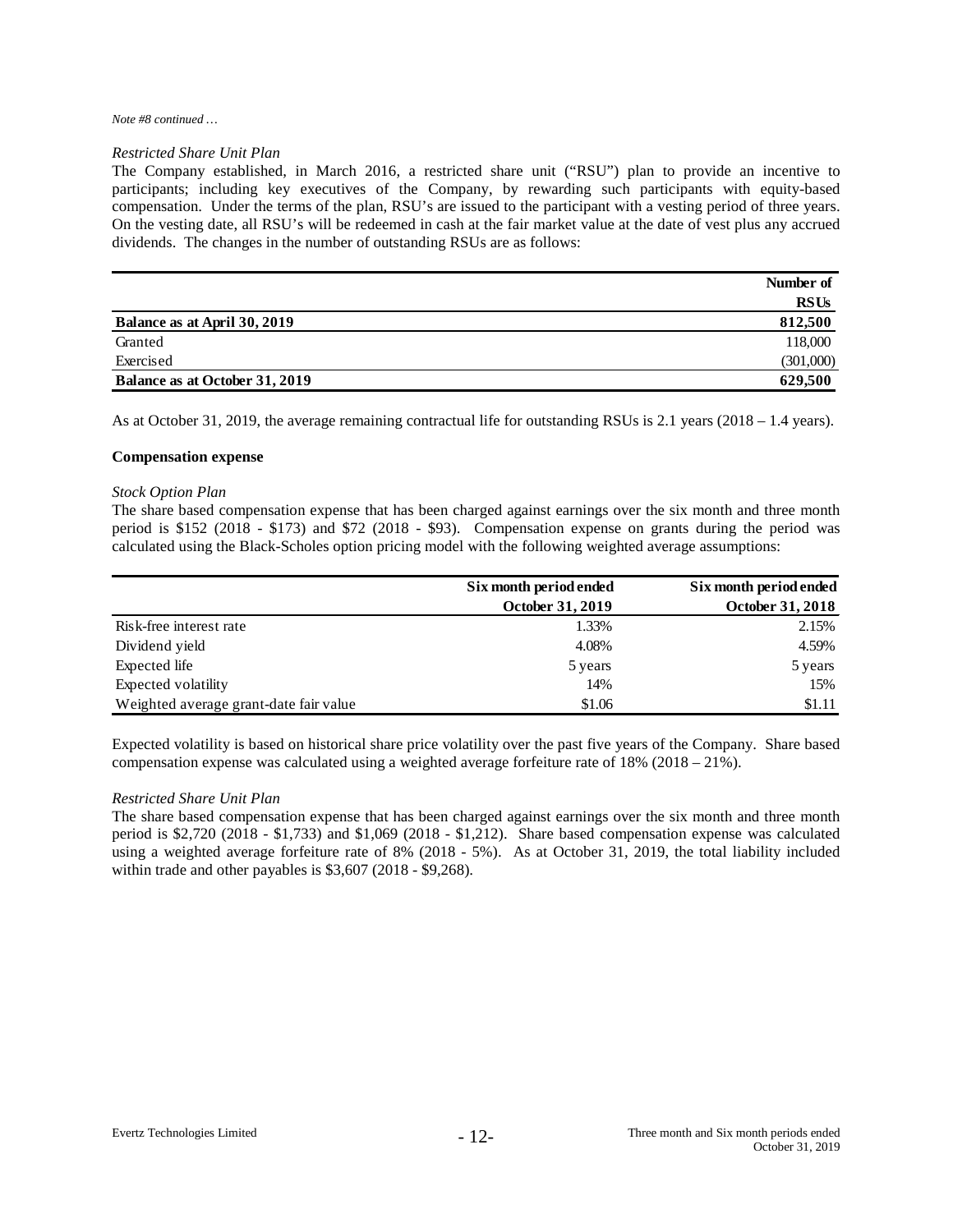*Note #8 continued …*

*Restricted Share Unit Plan*

The Company established, in March 2016, a restricted share unit ("RSU") plan to provide an incentive to participants; including key executives of the Company, by rewarding such participants with equity-based compensation. Under the terms of the plan, RSU's are issued to the participant with a vesting period of three years. On the vesting date, all RSU's will be redeemed in cash at the fair market value at the date of vest plus any accrued dividends. The changes in the number of outstanding RSUs are as follows:

| | **Number of RSUs** |
|---|---:|
| **Balance as at April 30, 2019** | **812,500** |
| Granted | 118,000 |
| Exercised | (301,000) |
| **Balance as at October 31, 2019** | **629,500** |

As at October 31, 2019, the average remaining contractual life for outstanding RSUs is 2.1 years (2018 – 1.4 years).

**Compensation expense**

*Stock Option Plan*

The share based compensation expense that has been charged against earnings over the six month and three month period is $152 (2018 - $173) and $72 (2018 - $93). Compensation expense on grants during the period was calculated using the Black-Scholes option pricing model with the following weighted average assumptions:

| | **Six month period ended October 31, 2019** | **Six month period ended October 31, 2018** |
|---|---:|---:|
| Risk-free interest rate | 1.33% | 2.15% |
| Dividend yield | 4.08% | 4.59% |
| Expected life | 5 years | 5 years |
| Expected volatility | 14% | 15% |
| Weighted average grant-date fair value | $1.06 | $1.11 |

Expected volatility is based on historical share price volatility over the past five years of the Company. Share based compensation expense was calculated using a weighted average forfeiture rate of 18% (2018 – 21%).

*Restricted Share Unit Plan*

The share based compensation expense that has been charged against earnings over the six month and three month period is $2,720 (2018 - $1,733) and $1,069 (2018 - $1,212). Share based compensation expense was calculated using a weighted average forfeiture rate of 8% (2018 - 5%). As at October 31, 2019, the total liability included within trade and other payables is $3,607 (2018 - $9,268).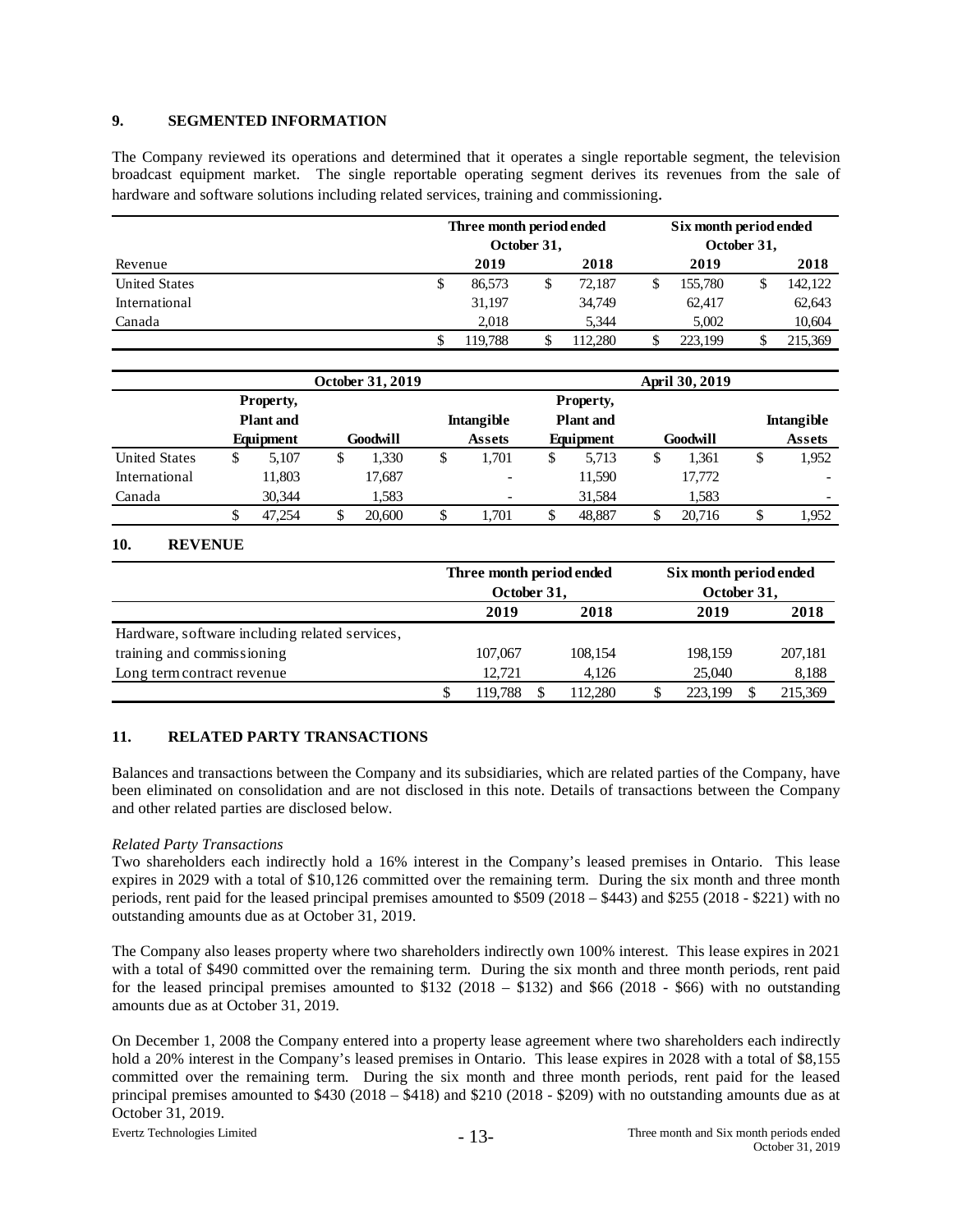## 9. SEGMENTED INFORMATION

The Company reviewed its operations and determined that it operates a single reportable segment, the television broadcast equipment market. The single reportable operating segment derives its revenues from the sale of hardware and software solutions including related services, training and commissioning.

| | Three month period ended October 31, | | Six month period ended October 31, | |
|---|---|---|---|---|
| Revenue | 2019 | 2018 | 2019 | 2018 |
| United States | $ 86,573 | $ 72,187 | $ 155,780 | $ 142,122 |
| International | 31,197 | 34,749 | 62,417 | 62,643 |
| Canada | 2,018 | 5,344 | 5,002 | 10,604 |
| | $ 119,788 | $ 112,280 | $ 223,199 | $ 215,369 |

| | October 31, 2019 | | | April 30, 2019 | | |
|---|---|---|---|---|---|---|
| | Property, Plant and Equipment | Goodwill | Intangible Assets | Property, Plant and Equipment | Goodwill | Intangible Assets |
| United States | $ 5,107 | $ 1,330 | $ 1,701 | $ 5,713 | $ 1,361 | $ 1,952 |
| International | 11,803 | 17,687 | - | 11,590 | 17,772 | - |
| Canada | 30,344 | 1,583 | - | 31,584 | 1,583 | - |
| | $ 47,254 | $ 20,600 | $ 1,701 | $ 48,887 | $ 20,716 | $ 1,952 |

## 10. REVENUE

| | Three month period ended October 31, | | Six month period ended October 31, | |
|---|---|---|---|---|
| | 2019 | 2018 | 2019 | 2018 |
| Hardware, software including related services, training and commissioning | 107,067 | 108,154 | 198,159 | 207,181 |
| Long term contract revenue | 12,721 | 4,126 | 25,040 | 8,188 |
| | $ 119,788 | $ 112,280 | $ 223,199 | $ 215,369 |

## 11. RELATED PARTY TRANSACTIONS

Balances and transactions between the Company and its subsidiaries, which are related parties of the Company, have been eliminated on consolidation and are not disclosed in this note. Details of transactions between the Company and other related parties are disclosed below.

*Related Party Transactions*

Two shareholders each indirectly hold a 16% interest in the Company's leased premises in Ontario. This lease expires in 2029 with a total of $10,126 committed over the remaining term. During the six month and three month periods, rent paid for the leased principal premises amounted to $509 (2018 – $443) and $255 (2018 - $221) with no outstanding amounts due as at October 31, 2019.

The Company also leases property where two shareholders indirectly own 100% interest. This lease expires in 2021 with a total of $490 committed over the remaining term. During the six month and three month periods, rent paid for the leased principal premises amounted to $132 (2018 – $132) and $66 (2018 - $66) with no outstanding amounts due as at October 31, 2019.

On December 1, 2008 the Company entered into a property lease agreement where two shareholders each indirectly hold a 20% interest in the Company's leased premises in Ontario. This lease expires in 2028 with a total of $8,155 committed over the remaining term. During the six month and three month periods, rent paid for the leased principal premises amounted to $430 (2018 – $418) and $210 (2018 - $209) with no outstanding amounts due as at October 31, 2019.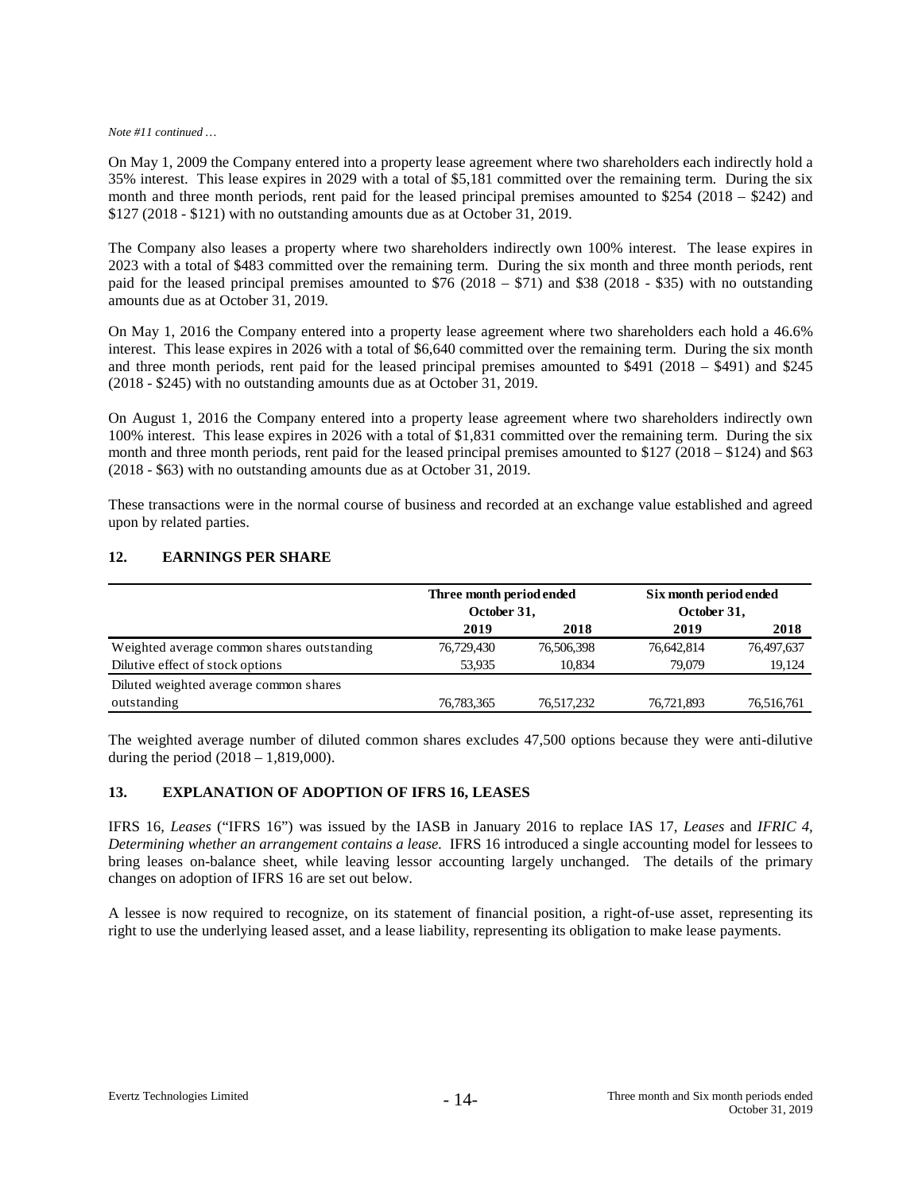*Note #11 continued …*

On May 1, 2009 the Company entered into a property lease agreement where two shareholders each indirectly hold a 35% interest. This lease expires in 2029 with a total of $5,181 committed over the remaining term. During the six month and three month periods, rent paid for the leased principal premises amounted to $254 (2018 – $242) and $127 (2018 - $121) with no outstanding amounts due as at October 31, 2019.

The Company also leases a property where two shareholders indirectly own 100% interest. The lease expires in 2023 with a total of $483 committed over the remaining term. During the six month and three month periods, rent paid for the leased principal premises amounted to $76 (2018 – $71) and $38 (2018 - $35) with no outstanding amounts due as at October 31, 2019.

On May 1, 2016 the Company entered into a property lease agreement where two shareholders each hold a 46.6% interest. This lease expires in 2026 with a total of $6,640 committed over the remaining term. During the six month and three month periods, rent paid for the leased principal premises amounted to $491 (2018 – $491) and $245 (2018 - $245) with no outstanding amounts due as at October 31, 2019.

On August 1, 2016 the Company entered into a property lease agreement where two shareholders indirectly own 100% interest. This lease expires in 2026 with a total of $1,831 committed over the remaining term. During the six month and three month periods, rent paid for the leased principal premises amounted to $127 (2018 – $124) and $63 (2018 - $63) with no outstanding amounts due as at October 31, 2019.

These transactions were in the normal course of business and recorded at an exchange value established and agreed upon by related parties.

## 12. EARNINGS PER SHARE

| | Three month period ended October 31, | | Six month period ended October 31, | |
|---|---|---|---|---|
| | **2019** | **2018** | **2019** | **2018** |
| Weighted average common shares outstanding | 76,729,430 | 76,506,398 | 76,642,814 | 76,497,637 |
| Dilutive effect of stock options | 53,935 | 10,834 | 79,079 | 19,124 |
| Diluted weighted average common shares outstanding | 76,783,365 | 76,517,232 | 76,721,893 | 76,516,761 |

The weighted average number of diluted common shares excludes 47,500 options because they were anti-dilutive during the period (2018 – 1,819,000).

## 13. EXPLANATION OF ADOPTION OF IFRS 16, LEASES

IFRS 16, *Leases* ("IFRS 16") was issued by the IASB in January 2016 to replace IAS 17, *Leases* and *IFRIC 4, Determining whether an arrangement contains a lease.* IFRS 16 introduced a single accounting model for lessees to bring leases on-balance sheet, while leaving lessor accounting largely unchanged. The details of the primary changes on adoption of IFRS 16 are set out below.

A lessee is now required to recognize, on its statement of financial position, a right-of-use asset, representing its right to use the underlying leased asset, and a lease liability, representing its obligation to make lease payments.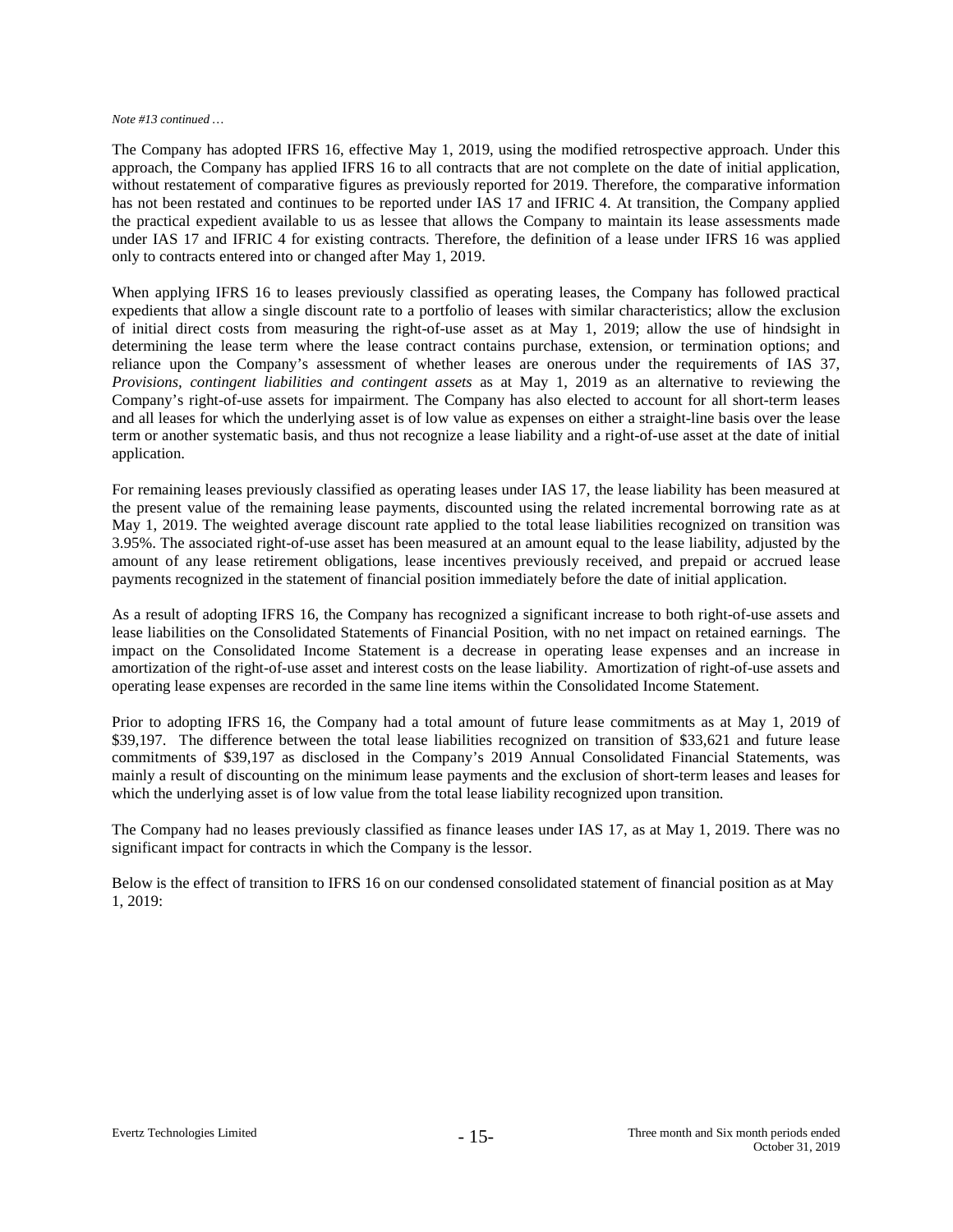*Note #13 continued …*

The Company has adopted IFRS 16, effective May 1, 2019, using the modified retrospective approach. Under this approach, the Company has applied IFRS 16 to all contracts that are not complete on the date of initial application, without restatement of comparative figures as previously reported for 2019. Therefore, the comparative information has not been restated and continues to be reported under IAS 17 and IFRIC 4. At transition, the Company applied the practical expedient available to us as lessee that allows the Company to maintain its lease assessments made under IAS 17 and IFRIC 4 for existing contracts. Therefore, the definition of a lease under IFRS 16 was applied only to contracts entered into or changed after May 1, 2019.

When applying IFRS 16 to leases previously classified as operating leases, the Company has followed practical expedients that allow a single discount rate to a portfolio of leases with similar characteristics; allow the exclusion of initial direct costs from measuring the right-of-use asset as at May 1, 2019; allow the use of hindsight in determining the lease term where the lease contract contains purchase, extension, or termination options; and reliance upon the Company's assessment of whether leases are onerous under the requirements of IAS 37, *Provisions, contingent liabilities and contingent assets* as at May 1, 2019 as an alternative to reviewing the Company's right-of-use assets for impairment. The Company has also elected to account for all short-term leases and all leases for which the underlying asset is of low value as expenses on either a straight-line basis over the lease term or another systematic basis, and thus not recognize a lease liability and a right-of-use asset at the date of initial application.

For remaining leases previously classified as operating leases under IAS 17, the lease liability has been measured at the present value of the remaining lease payments, discounted using the related incremental borrowing rate as at May 1, 2019. The weighted average discount rate applied to the total lease liabilities recognized on transition was 3.95%. The associated right-of-use asset has been measured at an amount equal to the lease liability, adjusted by the amount of any lease retirement obligations, lease incentives previously received, and prepaid or accrued lease payments recognized in the statement of financial position immediately before the date of initial application.

As a result of adopting IFRS 16, the Company has recognized a significant increase to both right-of-use assets and lease liabilities on the Consolidated Statements of Financial Position, with no net impact on retained earnings. The impact on the Consolidated Income Statement is a decrease in operating lease expenses and an increase in amortization of the right-of-use asset and interest costs on the lease liability. Amortization of right-of-use assets and operating lease expenses are recorded in the same line items within the Consolidated Income Statement.

Prior to adopting IFRS 16, the Company had a total amount of future lease commitments as at May 1, 2019 of $39,197. The difference between the total lease liabilities recognized on transition of $33,621 and future lease commitments of $39,197 as disclosed in the Company's 2019 Annual Consolidated Financial Statements, was mainly a result of discounting on the minimum lease payments and the exclusion of short-term leases and leases for which the underlying asset is of low value from the total lease liability recognized upon transition.

The Company had no leases previously classified as finance leases under IAS 17, as at May 1, 2019. There was no significant impact for contracts in which the Company is the lessor.

Below is the effect of transition to IFRS 16 on our condensed consolidated statement of financial position as at May 1, 2019: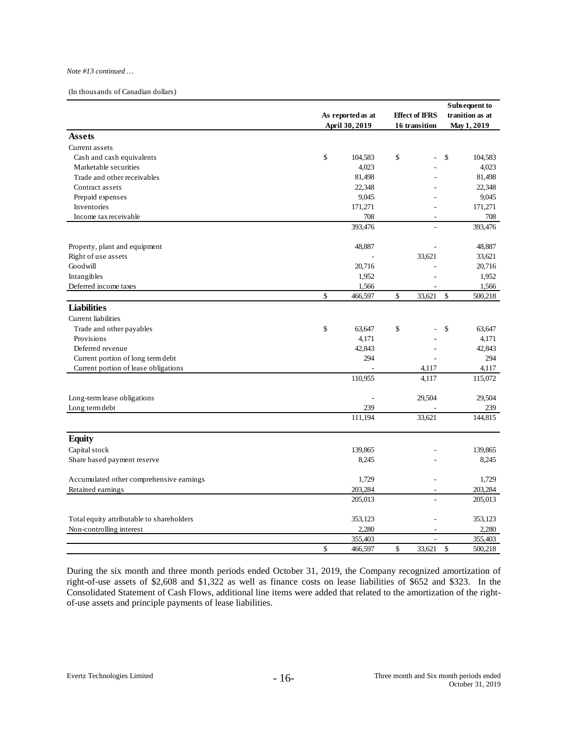*Note #13 continued …*

(In thousands of Canadian dollars)

| | As reported as at April 30, 2019 | Effect of IFRS 16 transition | Subsequent to tranition as at May 1, 2019 |
|---|---|---|---|
| **Assets** | | | |
| Current assets | | | |
| Cash and cash equivalents | $ 104,583 | $ - | $ 104,583 |
| Marketable securities | 4,023 | - | 4,023 |
| Trade and other receivables | 81,498 | - | 81,498 |
| Contract assets | 22,348 | - | 22,348 |
| Prepaid expenses | 9,045 | - | 9,045 |
| Inventories | 171,271 | - | 171,271 |
| Income tax receivable | 708 | - | 708 |
| | 393,476 | - | 393,476 |
| Property, plant and equipment | 48,887 | - | 48,887 |
| Right of use assets | - | 33,621 | 33,621 |
| Goodwill | 20,716 | - | 20,716 |
| Intangibles | 1,952 | - | 1,952 |
| Deferred income taxes | 1,566 | - | 1,566 |
| | $ 466,597 | $ 33,621 | $ 500,218 |
| **Liabilities** | | | |
| Current liabilities | | | |
| Trade and other payables | $ 63,647 | $ - | $ 63,647 |
| Provisions | 4,171 | - | 4,171 |
| Deferred revenue | 42,843 | - | 42,843 |
| Current portion of long term debt | 294 | - | 294 |
| Current portion of lease obligations | - | 4,117 | 4,117 |
| | 110,955 | 4,117 | 115,072 |
| Long-term lease obligations | - | 29,504 | 29,504 |
| Long term debt | 239 | - | 239 |
| | 111,194 | 33,621 | 144,815 |
| **Equity** | | | |
| Capital stock | 139,865 | - | 139,865 |
| Share based payment reserve | 8,245 | - | 8,245 |
| Accumulated other comprehensive earnings | 1,729 | - | 1,729 |
| Retained earnings | 203,284 | - | 203,284 |
| | 205,013 | - | 205,013 |
| Total equity attributable to shareholders | 353,123 | - | 353,123 |
| Non-controlling interest | 2,280 | - | 2,280 |
| | 355,403 | - | 355,403 |
| | $ 466,597 | $ 33,621 | $ 500,218 |

During the six month and three month periods ended October 31, 2019, the Company recognized amortization of right-of-use assets of $2,608 and $1,322 as well as finance costs on lease liabilities of $652 and $323. In the Consolidated Statement of Cash Flows, additional line items were added that related to the amortization of the right-of-use assets and principle payments of lease liabilities.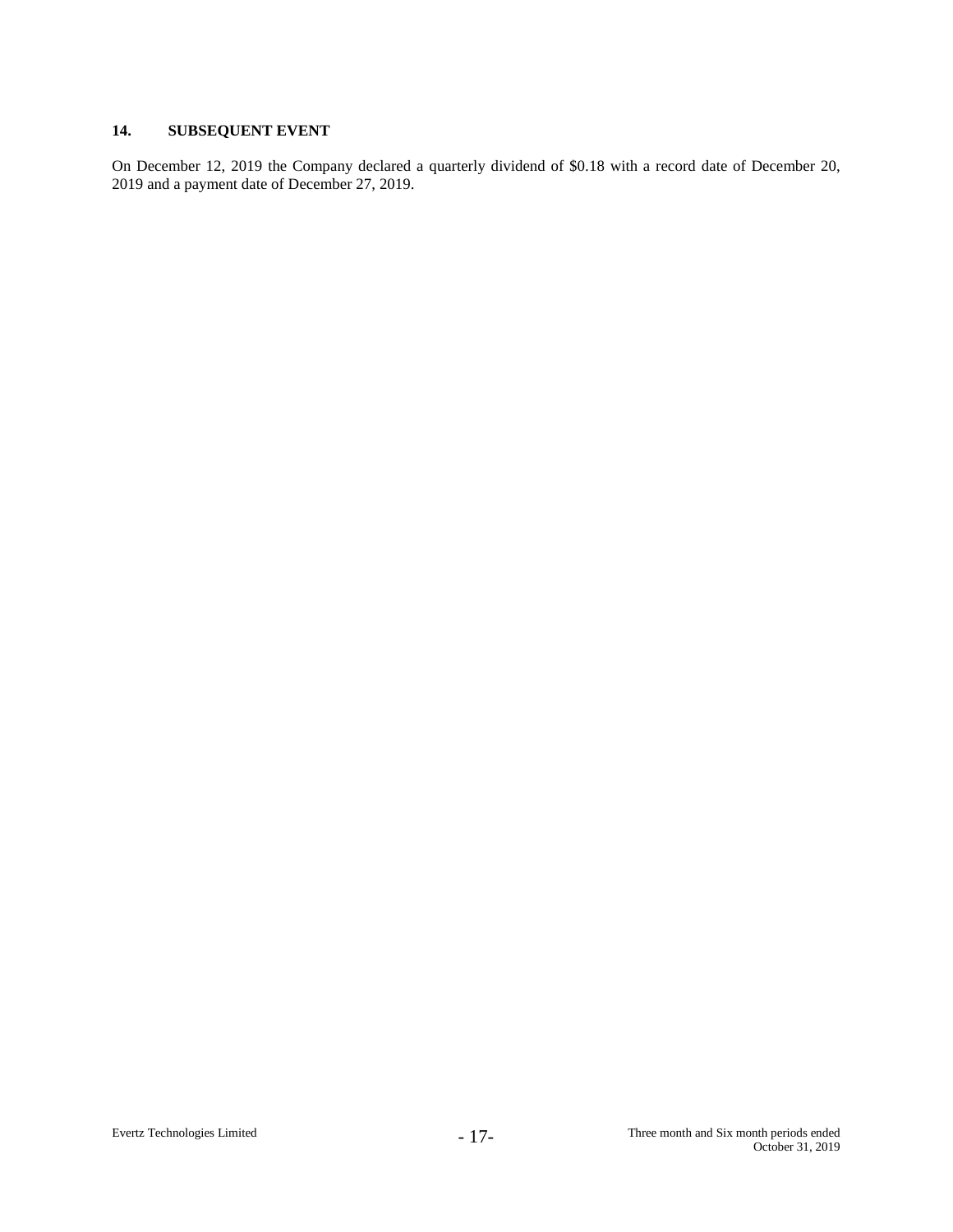## 14. SUBSEQUENT EVENT

On December 12, 2019 the Company declared a quarterly dividend of $0.18 with a record date of December 20, 2019 and a payment date of December 27, 2019.